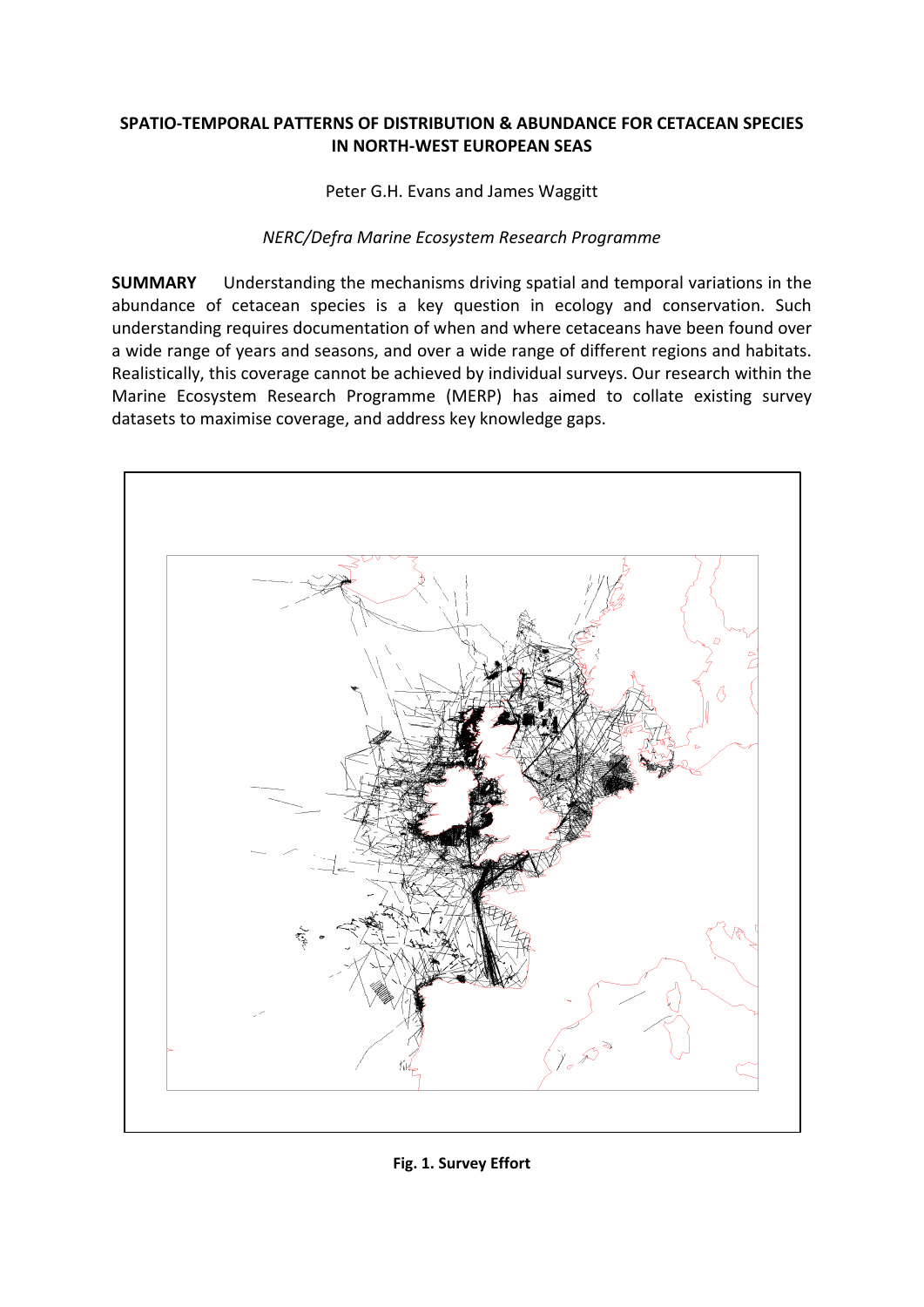# SPATIO-TEMPORAL PATTERNS OF DISTRIBUTION & ABUNDANCE FOR CETACEAN SPECIES IN NORTH-WEST EUROPEAN SEAS

Peter G.H. Evans and James Waggitt

*NERC/Defra Marine Ecosystem Research Programme*

**SUMMARY** Understanding the mechanisms driving spatial and temporal variations in the abundance of cetacean species is a key question in ecology and conservation. Such understanding requires documentation of when and where cetaceans have been found over a wide range of years and seasons, and over a wide range of different regions and habitats. Realistically, this coverage cannot be achieved by individual surveys. Our research within the Marine Ecosystem Research Programme (MERP) has aimed to collate existing survey datasets to maximise coverage, and address key knowledge gaps.

**Fig. 1. Survey Effort**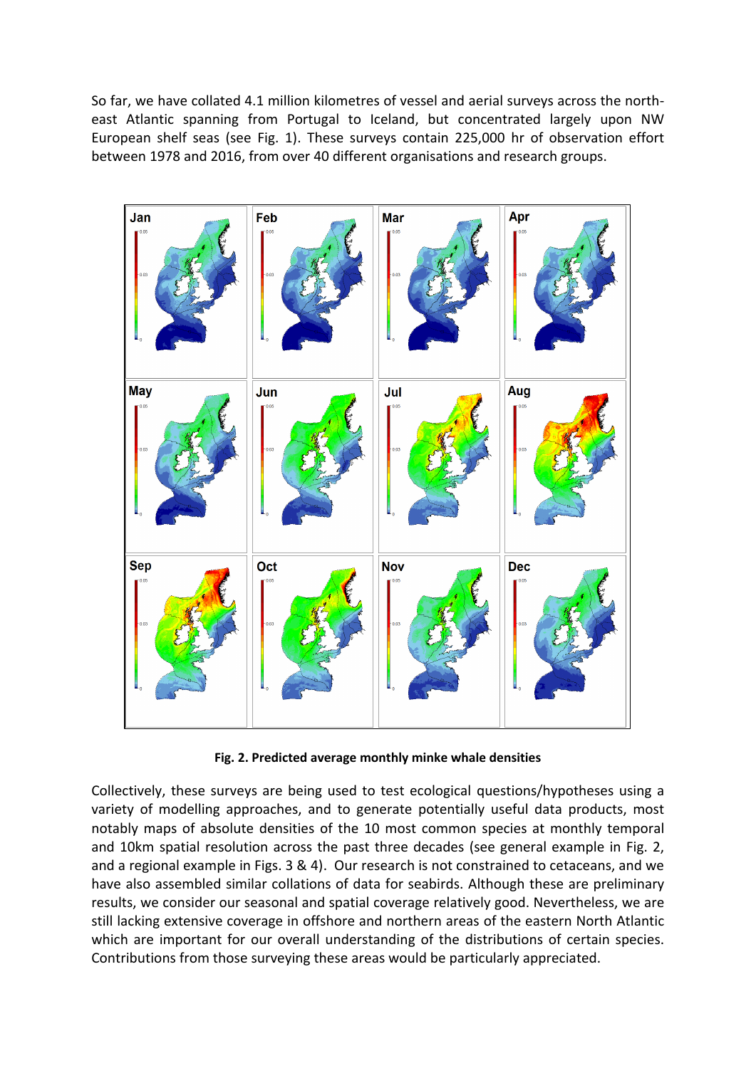So far, we have collated 4.1 million kilometres of vessel and aerial surveys across the north-east Atlantic spanning from Portugal to Iceland, but concentrated largely upon NW European shelf seas (see Fig. 1). These surveys contain 225,000 hr of observation effort between 1978 and 2016, from over 40 different organisations and research groups.

**Fig. 2. Predicted average monthly minke whale densities**

Collectively, these surveys are being used to test ecological questions/hypotheses using a variety of modelling approaches, and to generate potentially useful data products, most notably maps of absolute densities of the 10 most common species at monthly temporal and 10km spatial resolution across the past three decades (see general example in Fig. 2, and a regional example in Figs. 3 & 4). Our research is not constrained to cetaceans, and we have also assembled similar collations of data for seabirds. Although these are preliminary results, we consider our seasonal and spatial coverage relatively good. Nevertheless, we are still lacking extensive coverage in offshore and northern areas of the eastern North Atlantic which are important for our overall understanding of the distributions of certain species. Contributions from those surveying these areas would be particularly appreciated.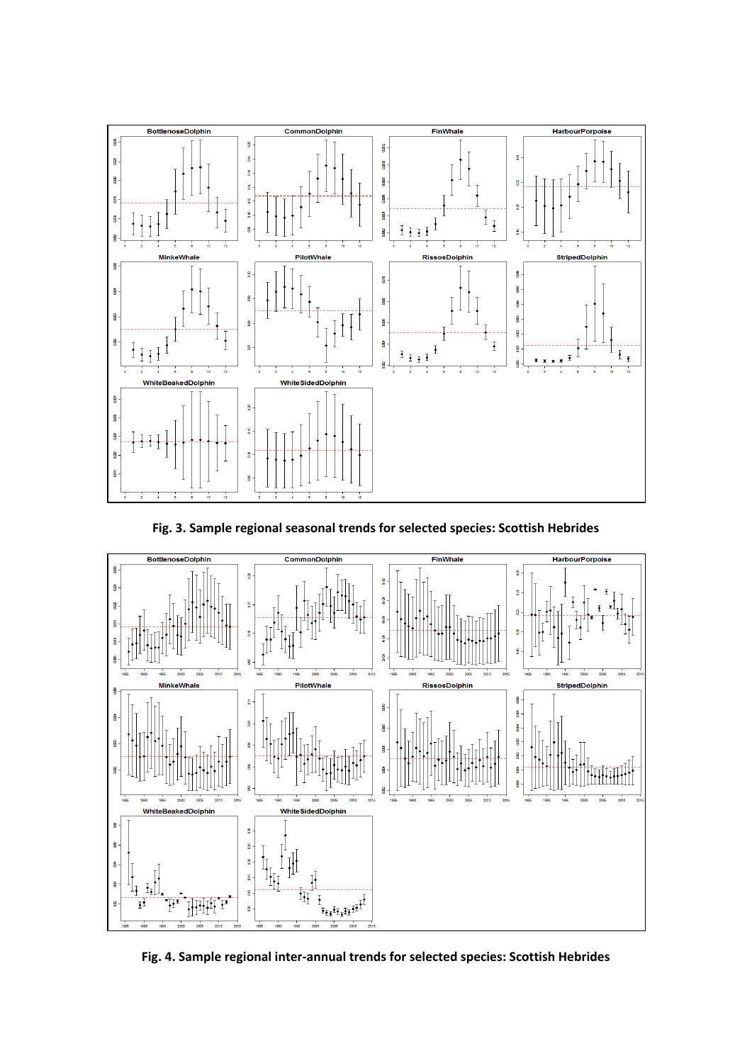BottlenoseDolphin

CommonDolphin

FinWhale

HarbourPorpoise

MinkeWhale

PilotWhale

RissosDolphin

StripedDolphin

WhiteBeakedDolphin

WhiteSidedDolphin

**Fig. 3. Sample regional seasonal trends for selected species: Scottish Hebrides**

BottlenoseDolphin

CommonDolphin

FinWhale

HarbourPorpoise

MinkeWhale

PilotWhale

RissosDolphin

StripedDolphin

WhiteBeakedDolphin

WhiteSidedDolphin

**Fig. 4. Sample regional inter-annual trends for selected species: Scottish Hebrides**